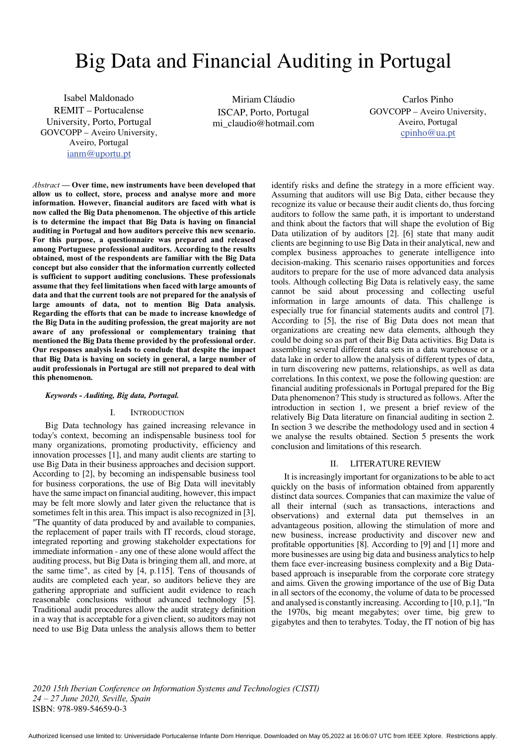// Big Data and Financial Auditing in Portugal

Isabel Maldonado
REMIT – Portucalense University, Porto, Portugal
GOVCOPP – Aveiro University, Aveiro, Portugal
ianm@uportu.pt

Miriam Cláudio
ISCAP, Porto, Portugal
mi_claudio@hotmail.com

Carlos Pinho
GOVCOPP – Aveiro University, Aveiro, Portugal
cpinho@ua.pt

*Abstract* — **Over time, new instruments have been developed that allow us to collect, store, process and analyse more and more information. However, financial auditors are faced with what is now called the Big Data phenomenon. The objective of this article is to determine the impact that Big Data is having on financial auditing in Portugal and how auditors perceive this new scenario. For this purpose, a questionnaire was prepared and released among Portuguese professional auditors. According to the results obtained, most of the respondents are familiar with the Big Data concept but also consider that the information currently collected is sufficient to support auditing conclusions. These professionals assume that they feel limitations when faced with large amounts of data and that the current tools are not prepared for the analysis of large amounts of data, not to mention Big Data analysis. Regarding the efforts that can be made to increase knowledge of the Big Data in the auditing profession, the great majority are not aware of any professional or complementary training that mentioned the Big Data theme provided by the professional order. Our responses analysis leads to conclude that despite the impact that Big Data is having on society in general, a large number of audit professionals in Portugal are still not prepared to deal with this phenomenon.**

***Keywords - Auditing, Big data, Portugal.***

## I. Introduction

Big Data technology has gained increasing relevance in today's context, becoming an indispensable business tool for many organizations, promoting productivity, efficiency and innovation processes [1], and many audit clients are starting to use Big Data in their business approaches and decision support. According to [2], by becoming an indispensable business tool for business corporations, the use of Big Data will inevitably have the same impact on financial auditing, however, this impact may be felt more slowly and later given the reluctance that is sometimes felt in this area. This impact is also recognized in [3], "The quantity of data produced by and available to companies, the replacement of paper trails with IT records, cloud storage, integrated reporting and growing stakeholder expectations for immediate information - any one of these alone would affect the auditing process, but Big Data is bringing them all, and more, at the same time", as cited by [4, p.115]. Tens of thousands of audits are completed each year, so auditors believe they are gathering appropriate and sufficient audit evidence to reach reasonable conclusions without advanced technology [5]. Traditional audit procedures allow the audit strategy definition in a way that is acceptable for a given client, so auditors may not need to use Big Data unless the analysis allows them to better identify risks and define the strategy in a more efficient way. Assuming that auditors will use Big Data, either because they recognize its value or because their audit clients do, thus forcing auditors to follow the same path, it is important to understand and think about the factors that will shape the evolution of Big Data utilization of by auditors [2]. [6] state that many audit clients are beginning to use Big Data in their analytical, new and complex business approaches to generate intelligence into decision-making. This scenario raises opportunities and forces auditors to prepare for the use of more advanced data analysis tools. Although collecting Big Data is relatively easy, the same cannot be said about processing and collecting useful information in large amounts of data. This challenge is especially true for financial statements audits and control [7]. According to [5], the rise of Big Data does not mean that organizations are creating new data elements, although they could be doing so as part of their Big Data activities. Big Data is assembling several different data sets in a data warehouse or a data lake in order to allow the analysis of different types of data, in turn discovering new patterns, relationships, as well as data correlations. In this context, we pose the following question: are financial auditing professionals in Portugal prepared for the Big Data phenomenon? This study is structured as follows. After the introduction in section 1, we present a brief review of the relatively Big Data literature on financial auditing in section 2. In section 3 we describe the methodology used and in section 4 we analyse the results obtained. Section 5 presents the work conclusion and limitations of this research.

## II. Literature Review

It is increasingly important for organizations to be able to act quickly on the basis of information obtained from apparently distinct data sources. Companies that can maximize the value of all their internal (such as transactions, interactions and observations) and external data put themselves in an advantageous position, allowing the stimulation of more and new business, increase productivity and discover new and profitable opportunities [8]. According to [9] and [1] more and more businesses are using big data and business analytics to help them face ever-increasing business complexity and a Big Data-based approach is inseparable from the corporate core strategy and aims. Given the growing importance of the use of Big Data in all sectors of the economy, the volume of data to be processed and analysed is constantly increasing. According to [10, p.1], "In the 1970s, big meant megabytes; over time, big grew to gigabytes and then to terabytes. Today, the IT notion of big has

*2020 15th Iberian Conference on Information Systems and Technologies (CISTI)*
*24 – 27 June 2020, Seville, Spain*
ISBN: 978-989-54659-0-3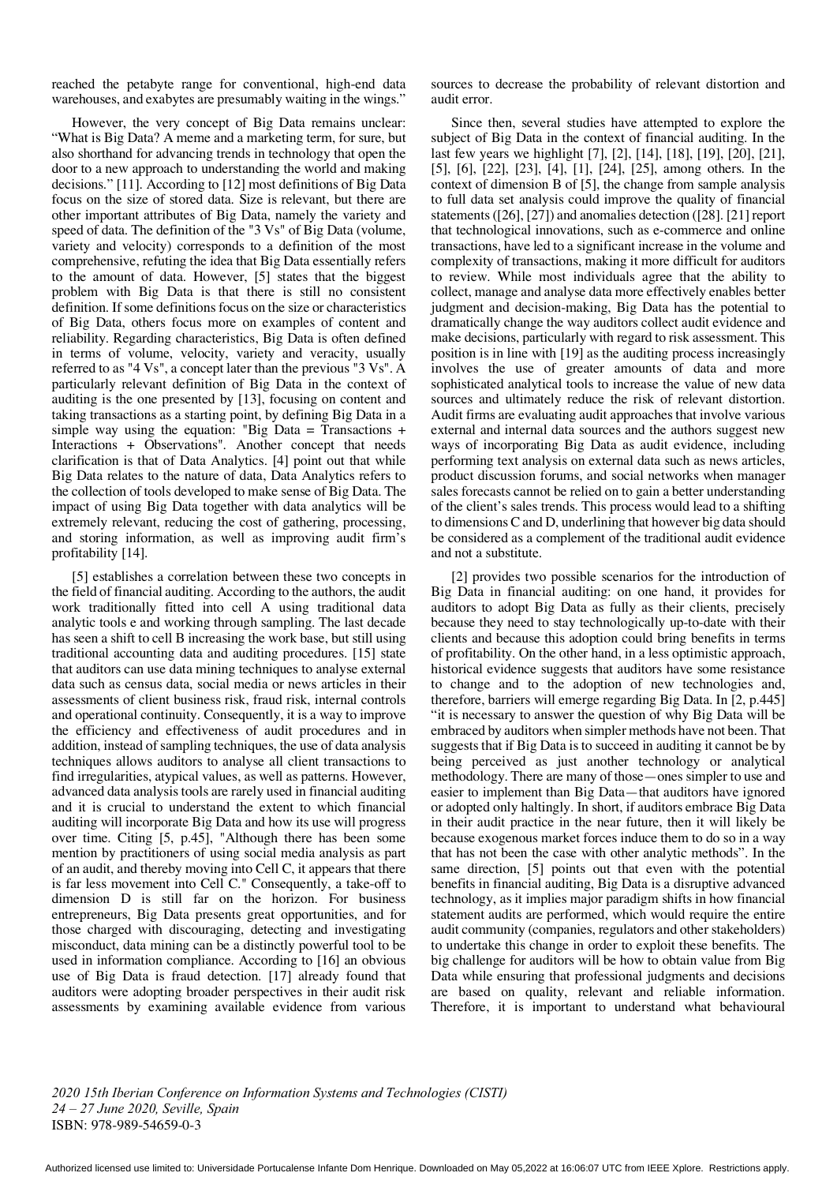reached the petabyte range for conventional, high-end data warehouses, and exabytes are presumably waiting in the wings."

However, the very concept of Big Data remains unclear: "What is Big Data? A meme and a marketing term, for sure, but also shorthand for advancing trends in technology that open the door to a new approach to understanding the world and making decisions." [11]. According to [12] most definitions of Big Data focus on the size of stored data. Size is relevant, but there are other important attributes of Big Data, namely the variety and speed of data. The definition of the "3 Vs" of Big Data (volume, variety and velocity) corresponds to a definition of the most comprehensive, refuting the idea that Big Data essentially refers to the amount of data. However, [5] states that the biggest problem with Big Data is that there is still no consistent definition. If some definitions focus on the size or characteristics of Big Data, others focus more on examples of content and reliability. Regarding characteristics, Big Data is often defined in terms of volume, velocity, variety and veracity, usually referred to as "4 Vs", a concept later than the previous "3 Vs". A particularly relevant definition of Big Data in the context of auditing is the one presented by [13], focusing on content and taking transactions as a starting point, by defining Big Data in a simple way using the equation: "Big Data = Transactions + Interactions + Observations". Another concept that needs clarification is that of Data Analytics. [4] point out that while Big Data relates to the nature of data, Data Analytics refers to the collection of tools developed to make sense of Big Data. The impact of using Big Data together with data analytics will be extremely relevant, reducing the cost of gathering, processing, and storing information, as well as improving audit firm's profitability [14].

[5] establishes a correlation between these two concepts in the field of financial auditing. According to the authors, the audit work traditionally fitted into cell A using traditional data analytic tools e and working through sampling. The last decade has seen a shift to cell B increasing the work base, but still using traditional accounting data and auditing procedures. [15] state that auditors can use data mining techniques to analyse external data such as census data, social media or news articles in their assessments of client business risk, fraud risk, internal controls and operational continuity. Consequently, it is a way to improve the efficiency and effectiveness of audit procedures and in addition, instead of sampling techniques, the use of data analysis techniques allows auditors to analyse all client transactions to find irregularities, atypical values, as well as patterns. However, advanced data analysis tools are rarely used in financial auditing and it is crucial to understand the extent to which financial auditing will incorporate Big Data and how its use will progress over time. Citing [5, p.45], "Although there has been some mention by practitioners of using social media analysis as part of an audit, and thereby moving into Cell C, it appears that there is far less movement into Cell C." Consequently, a take-off to dimension D is still far on the horizon. For business entrepreneurs, Big Data presents great opportunities, and for those charged with discouraging, detecting and investigating misconduct, data mining can be a distinctly powerful tool to be used in information compliance. According to [16] an obvious use of Big Data is fraud detection. [17] already found that auditors were adopting broader perspectives in their audit risk assessments by examining available evidence from various sources to decrease the probability of relevant distortion and audit error.

Since then, several studies have attempted to explore the subject of Big Data in the context of financial auditing. In the last few years we highlight [7], [2], [14], [18], [19], [20], [21], [5], [6], [22], [23], [4], [1], [24], [25], among others. In the context of dimension B of [5], the change from sample analysis to full data set analysis could improve the quality of financial statements ([26], [27]) and anomalies detection ([28]. [21] report that technological innovations, such as e-commerce and online transactions, have led to a significant increase in the volume and complexity of transactions, making it more difficult for auditors to review. While most individuals agree that the ability to collect, manage and analyse data more effectively enables better judgment and decision-making, Big Data has the potential to dramatically change the way auditors collect audit evidence and make decisions, particularly with regard to risk assessment. This position is in line with [19] as the auditing process increasingly involves the use of greater amounts of data and more sophisticated analytical tools to increase the value of new data sources and ultimately reduce the risk of relevant distortion. Audit firms are evaluating audit approaches that involve various external and internal data sources and the authors suggest new ways of incorporating Big Data as audit evidence, including performing text analysis on external data such as news articles, product discussion forums, and social networks when manager sales forecasts cannot be relied on to gain a better understanding of the client's sales trends. This process would lead to a shifting to dimensions C and D, underlining that however big data should be considered as a complement of the traditional audit evidence and not a substitute.

[2] provides two possible scenarios for the introduction of Big Data in financial auditing: on one hand, it provides for auditors to adopt Big Data as fully as their clients, precisely because they need to stay technologically up-to-date with their clients and because this adoption could bring benefits in terms of profitability. On the other hand, in a less optimistic approach, historical evidence suggests that auditors have some resistance to change and to the adoption of new technologies and, therefore, barriers will emerge regarding Big Data. In [2, p.445] "it is necessary to answer the question of why Big Data will be embraced by auditors when simpler methods have not been. That suggests that if Big Data is to succeed in auditing it cannot be by being perceived as just another technology or analytical methodology. There are many of those—ones simpler to use and easier to implement than Big Data—that auditors have ignored or adopted only haltingly. In short, if auditors embrace Big Data in their audit practice in the near future, then it will likely be because exogenous market forces induce them to do so in a way that has not been the case with other analytic methods". In the same direction, [5] points out that even with the potential benefits in financial auditing, Big Data is a disruptive advanced technology, as it implies major paradigm shifts in how financial statement audits are performed, which would require the entire audit community (companies, regulators and other stakeholders) to undertake this change in order to exploit these benefits. The big challenge for auditors will be how to obtain value from Big Data while ensuring that professional judgments and decisions are based on quality, relevant and reliable information. Therefore, it is important to understand what behavioural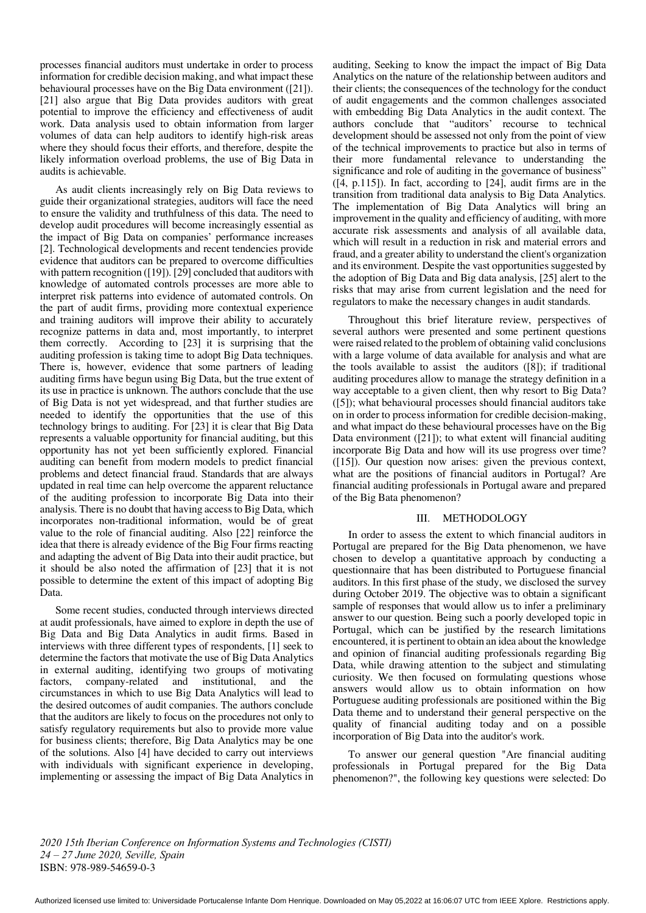processes financial auditors must undertake in order to process information for credible decision making, and what impact these behavioural processes have on the Big Data environment ([21]). [21] also argue that Big Data provides auditors with great potential to improve the efficiency and effectiveness of audit work. Data analysis used to obtain information from larger volumes of data can help auditors to identify high-risk areas where they should focus their efforts, and therefore, despite the likely information overload problems, the use of Big Data in audits is achievable.

As audit clients increasingly rely on Big Data reviews to guide their organizational strategies, auditors will face the need to ensure the validity and truthfulness of this data. The need to develop audit procedures will become increasingly essential as the impact of Big Data on companies' performance increases [2]. Technological developments and recent tendencies provide evidence that auditors can be prepared to overcome difficulties with pattern recognition ([19]). [29] concluded that auditors with knowledge of automated controls processes are more able to interpret risk patterns into evidence of automated controls. On the part of audit firms, providing more contextual experience and training auditors will improve their ability to accurately recognize patterns in data and, most importantly, to interpret them correctly. According to [23] it is surprising that the auditing profession is taking time to adopt Big Data techniques. There is, however, evidence that some partners of leading auditing firms have begun using Big Data, but the true extent of its use in practice is unknown. The authors conclude that the use of Big Data is not yet widespread, and that further studies are needed to identify the opportunities that the use of this technology brings to auditing. For [23] it is clear that Big Data represents a valuable opportunity for financial auditing, but this opportunity has not yet been sufficiently explored. Financial auditing can benefit from modern models to predict financial problems and detect financial fraud. Standards that are always updated in real time can help overcome the apparent reluctance of the auditing profession to incorporate Big Data into their analysis. There is no doubt that having access to Big Data, which incorporates non-traditional information, would be of great value to the role of financial auditing. Also [22] reinforce the idea that there is already evidence of the Big Four firms reacting and adapting the advent of Big Data into their audit practice, but it should be also noted the affirmation of [23] that it is not possible to determine the extent of this impact of adopting Big Data.

Some recent studies, conducted through interviews directed at audit professionals, have aimed to explore in depth the use of Big Data and Big Data Analytics in audit firms. Based in interviews with three different types of respondents, [1] seek to determine the factors that motivate the use of Big Data Analytics in external auditing, identifying two groups of motivating factors, company-related and institutional, and the circumstances in which to use Big Data Analytics will lead to the desired outcomes of audit companies. The authors conclude that the auditors are likely to focus on the procedures not only to satisfy regulatory requirements but also to provide more value for business clients; therefore, Big Data Analytics may be one of the solutions. Also [4] have decided to carry out interviews with individuals with significant experience in developing, implementing or assessing the impact of Big Data Analytics in auditing, Seeking to know the impact the impact of Big Data Analytics on the nature of the relationship between auditors and their clients; the consequences of the technology for the conduct of audit engagements and the common challenges associated with embedding Big Data Analytics in the audit context. The authors conclude that "auditors' recourse to technical development should be assessed not only from the point of view of the technical improvements to practice but also in terms of their more fundamental relevance to understanding the significance and role of auditing in the governance of business" ([4, p.115]). In fact, according to [24], audit firms are in the transition from traditional data analysis to Big Data Analytics. The implementation of Big Data Analytics will bring an improvement in the quality and efficiency of auditing, with more accurate risk assessments and analysis of all available data, which will result in a reduction in risk and material errors and fraud, and a greater ability to understand the client's organization and its environment. Despite the vast opportunities suggested by the adoption of Big Data and Big data analysis, [25] alert to the risks that may arise from current legislation and the need for regulators to make the necessary changes in audit standards.

Throughout this brief literature review, perspectives of several authors were presented and some pertinent questions were raised related to the problem of obtaining valid conclusions with a large volume of data available for analysis and what are the tools available to assist the auditors ([8]); if traditional auditing procedures allow to manage the strategy definition in a way acceptable to a given client, then why resort to Big Data? ([5]); what behavioural processes should financial auditors take on in order to process information for credible decision-making, and what impact do these behavioural processes have on the Big Data environment ([21]); to what extent will financial auditing incorporate Big Data and how will its use progress over time? ([15]). Our question now arises: given the previous context, what are the positions of financial auditors in Portugal? Are financial auditing professionals in Portugal aware and prepared of the Big Bata phenomenon?

## III. METHODOLOGY

In order to assess the extent to which financial auditors in Portugal are prepared for the Big Data phenomenon, we have chosen to develop a quantitative approach by conducting a questionnaire that has been distributed to Portuguese financial auditors. In this first phase of the study, we disclosed the survey during October 2019. The objective was to obtain a significant sample of responses that would allow us to infer a preliminary answer to our question. Being such a poorly developed topic in Portugal, which can be justified by the research limitations encountered, it is pertinent to obtain an idea about the knowledge and opinion of financial auditing professionals regarding Big Data, while drawing attention to the subject and stimulating curiosity. We then focused on formulating questions whose answers would allow us to obtain information on how Portuguese auditing professionals are positioned within the Big Data theme and to understand their general perspective on the quality of financial auditing today and on a possible incorporation of Big Data into the auditor's work.

To answer our general question "Are financial auditing professionals in Portugal prepared for the Big Data phenomenon?", the following key questions were selected: Do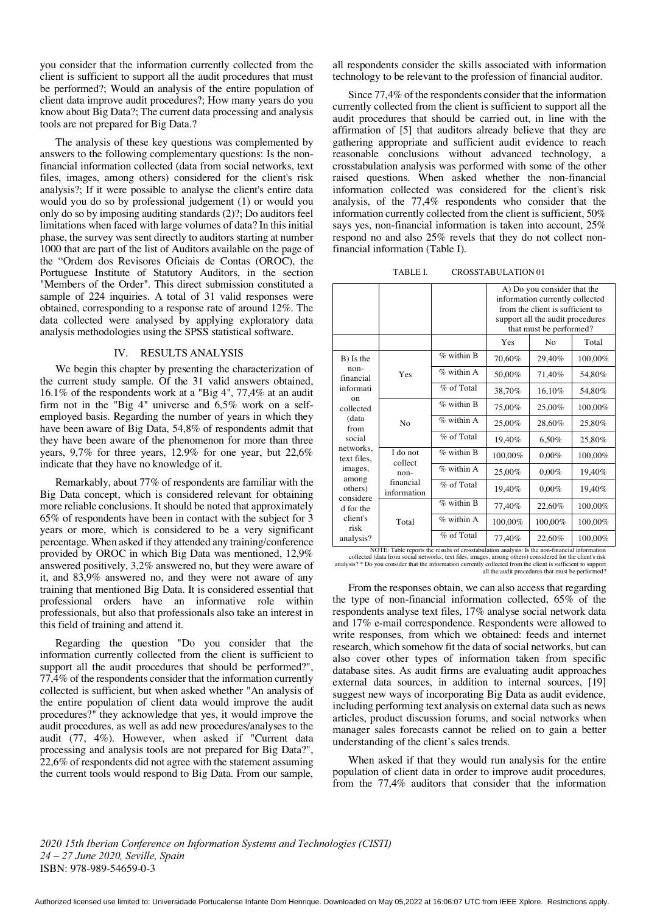you consider that the information currently collected from the client is sufficient to support all the audit procedures that must be performed?; Would an analysis of the entire population of client data improve audit procedures?; How many years do you know about Big Data?; The current data processing and analysis tools are not prepared for Big Data.?

The analysis of these key questions was complemented by answers to the following complementary questions: Is the non-financial information collected (data from social networks, text files, images, among others) considered for the client's risk analysis?; If it were possible to analyse the client's entire data would you do so by professional judgement (1) or would you only do so by imposing auditing standards (2)?; Do auditors feel limitations when faced with large volumes of data? In this initial phase, the survey was sent directly to auditors starting at number 1000 that are part of the list of Auditors available on the page of the "Ordem dos Revisores Oficiais de Contas (OROC), the Portuguese Institute of Statutory Auditors, in the section "Members of the Order". This direct submission constituted a sample of 224 inquiries. A total of 31 valid responses were obtained, corresponding to a response rate of around 12%. The data collected were analysed by applying exploratory data analysis methodologies using the SPSS statistical software.

## IV. RESULTS ANALYSIS

We begin this chapter by presenting the characterization of the current study sample. Of the 31 valid answers obtained, 16.1% of the respondents work at a "Big 4", 77,4% at an audit firm not in the "Big 4" universe and 6,5% work on a self-employed basis. Regarding the number of years in which they have been aware of Big Data, 54,8% of respondents admit that they have been aware of the phenomenon for more than three years, 9,7% for three years, 12.9% for one year, but 22,6% indicate that they have no knowledge of it.

Remarkably, about 77% of respondents are familiar with the Big Data concept, which is considered relevant for obtaining more reliable conclusions. It should be noted that approximately 65% of respondents have been in contact with the subject for 3 years or more, which is considered to be a very significant percentage. When asked if they attended any training/conference provided by OROC in which Big Data was mentioned, 12,9% answered positively, 3,2% answered no, but they were aware of it, and 83,9% answered no, and they were not aware of any training that mentioned Big Data. It is considered essential that professional orders have an informative role within professionals, but also that professionals also take an interest in this field of training and attend it.

Regarding the question "Do you consider that the information currently collected from the client is sufficient to support all the audit procedures that should be performed?", 77,4% of the respondents consider that the information currently collected is sufficient, but when asked whether "An analysis of the entire population of client data would improve the audit procedures?" they acknowledge that yes, it would improve the audit procedures, as well as add new procedures/analyses to the audit (77, 4%). However, when asked if "Current data processing and analysis tools are not prepared for Big Data?", 22,6% of respondents did not agree with the statement assuming the current tools would respond to Big Data. From our sample, all respondents consider the skills associated with information technology to be relevant to the profession of financial auditor.

Since 77,4% of the respondents consider that the information currently collected from the client is sufficient to support all the audit procedures that should be carried out, in line with the affirmation of [5] that auditors already believe that they are gathering appropriate and sufficient audit evidence to reach reasonable conclusions without advanced technology, a crosstabulation analysis was performed with some of the other raised questions. When asked whether the non-financial information collected was considered for the client's risk analysis, of the 77,4% respondents who consider that the information currently collected from the client is sufficient, 50% says yes, non-financial information is taken into account, 25% respond no and also 25% revels that they do not collect non-financial information (Table I).

TABLE I. CROSSTABULATION 01

| | | | A) Do you consider that the information currently collected from the client is sufficient to support all the audit procedures that must be performed? | | |
|---|---|---|---|---|---|
| | | | Yes | No | Total |
| B) Is the non-financial information collected (data from social networks, text files, images, among others) considered for the client's risk analysis? | Yes | % within B | 70,60% | 29,40% | 100,00% |
| | | % within A | 50,00% | 71,40% | 54,80% |
| | | % of Total | 38,70% | 16,10% | 54,80% |
| | No | % within B | 75,00% | 25,00% | 100,00% |
| | | % within A | 25,00% | 28,60% | 25,80% |
| | | % of Total | 19,40% | 6,50% | 25,80% |
| | I do not collect non-financial information | % within B | 100,00% | 0,00% | 100,00% |
| | | % within A | 25,00% | 0,00% | 19,40% |
| | | % of Total | 19,40% | 0,00% | 19,40% |
| | Total | % within B | 77,40% | 22,60% | 100,00% |
| | | % within A | 100,00% | 100,00% | 100,00% |
| | | % of Total | 77,40% | 22,60% | 100,00% |

NOTE: Table reports the results of crosstabulation analysis: Is the non-financial information collected (data from social networks, text files, images, among others) considered for the client's risk analysis? * Do you consider that the information currently collected from the client is sufficient to support all the audit procedures that must be performed?

From the responses obtain, we can also access that regarding the type of non-financial information collected, 65% of the respondents analyse text files, 17% analyse social network data and 17% e-mail correspondence. Respondents were allowed to write responses, from which we obtained: feeds and internet research, which somehow fit the data of social networks, but can also cover other types of information taken from specific database sites. As audit firms are evaluating audit approaches external data sources, in addition to internal sources, [19] suggest new ways of incorporating Big Data as audit evidence, including performing text analysis on external data such as news articles, product discussion forums, and social networks when manager sales forecasts cannot be relied on to gain a better understanding of the client's sales trends.

When asked if that they would run analysis for the entire population of client data in order to improve audit procedures, from the 77,4% auditors that consider that the information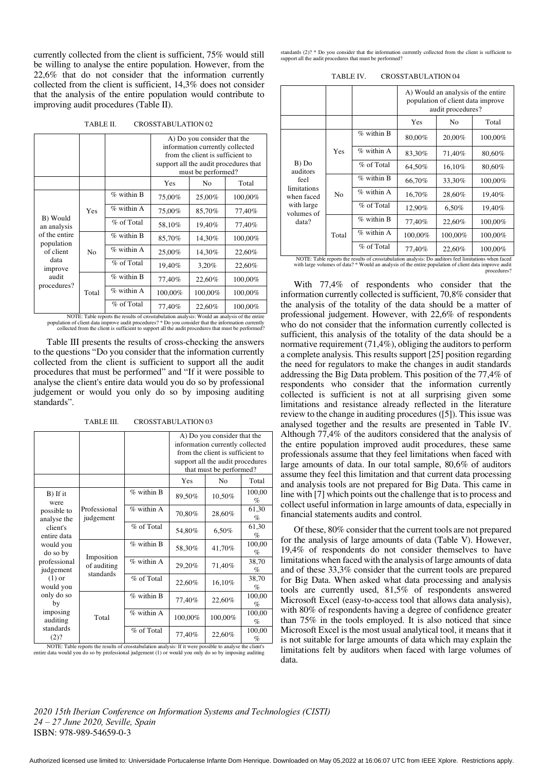currently collected from the client is sufficient, 75% would still be willing to analyse the entire population. However, from the 22,6% that do not consider that the information currently collected from the client is sufficient, 14,3% does not consider that the analysis of the entire population would contribute to improving audit procedures (Table II).

TABLE II. CROSSTABULATION 02

| | | | A) Do you consider that the information currently collected from the client is sufficient to support all the audit procedures that must be performed? | | |
|---|---|---|---|---|---|
| | | | Yes | No | Total |
| B) Would an analysis of the entire population of client data improve audit procedures? | Yes | % within B | 75,00% | 25,00% | 100,00% |
| | | % within A | 75,00% | 85,70% | 77,40% |
| | | % of Total | 58,10% | 19,40% | 77,40% |
| | No | % within B | 85,70% | 14,30% | 100,00% |
| | | % within A | 25,00% | 14,30% | 22,60% |
| | | % of Total | 19,40% | 3,20% | 22,60% |
| | Total | % within B | 77,40% | 22,60% | 100,00% |
| | | % within A | 100,00% | 100,00% | 100,00% |
| | | % of Total | 77,40% | 22,60% | 100,00% |

NOTE: Table reports the results of crosstabulation analysis: Would an analysis of the entire population of client data improve audit procedures? * Do you consider that the information currently collected from the client is sufficient to support all the audit procedures that must be performed?

Table III presents the results of cross-checking the answers to the questions "Do you consider that the information currently collected from the client is sufficient to support all the audit procedures that must be performed" and "If it were possible to analyse the client's entire data would you do so by professional judgement or would you only do so by imposing auditing standards".

TABLE III. CROSSTABULATION 03

| | | | A) Do you consider that the information currently collected from the client is sufficient to support all the audit procedures that must be performed? | | |
|---|---|---|---|---|---|
| | | | Yes | No | Total |
| B) If it were possible to analyse the client's entire data would you do so by professional judgement (1) or would you only do so by imposing auditing standards (2)? | Professional judgement | % within B | 89,50% | 10,50% | 100,00 % |
| | | % within A | 70,80% | 28,60% | 61,30 % |
| | | % of Total | 54,80% | 6,50% | 61,30 % |
| | Imposition of auditing standards | % within B | 58,30% | 41,70% | 100,00 % |
| | | % within A | 29,20% | 71,40% | 38,70 % |
| | | % of Total | 22,60% | 16,10% | 38,70 % |
| | Total | % within B | 77,40% | 22,60% | 100,00 % |
| | | % within A | 100,00% | 100,00% | 100,00 % |
| | | % of Total | 77,40% | 22,60% | 100,00 % |

NOTE: Table reports the results of crosstabulation analysis: If it were possible to analyse the client's entire data would you do so by professional judgement (1) or would you only do so by imposing auditing standards (2)? * Do you consider that the information currently collected from the client is sufficient to support all the audit procedures that must be performed?

TABLE IV. CROSSTABULATION 04

| | | | A) Would an analysis of the entire population of client data improve audit procedures? | | |
|---|---|---|---|---|---|
| | | | Yes | No | Total |
| B) Do auditors feel limitations when faced with large volumes of data? | Yes | % within B | 80,00% | 20,00% | 100,00% |
| | | % within A | 83,30% | 71,40% | 80,60% |
| | | % of Total | 64,50% | 16,10% | 80,60% |
| | No | % within B | 66,70% | 33,30% | 100,00% |
| | | % within A | 16,70% | 28,60% | 19,40% |
| | | % of Total | 12,90% | 6,50% | 19,40% |
| | Total | % within B | 77,40% | 22,60% | 100,00% |
| | | % within A | 100,00% | 100,00% | 100,00% |
| | | % of Total | 77,40% | 22,60% | 100,00% |

NOTE: Table reports the results of crosstabulation analysis: Do auditors feel limitations when faced with large volumes of data? * Would an analysis of the entire population of client data improve audit procedures?

With 77,4% of respondents who consider that the information currently collected is sufficient, 70,8% consider that the analysis of the totality of the data should be a matter of professional judgement. However, with 22,6% of respondents who do not consider that the information currently collected is sufficient, this analysis of the totality of the data should be a normative requirement (71,4%), obliging the auditors to perform a complete analysis. This results support [25] position regarding the need for regulators to make the changes in audit standards addressing the Big Data problem. This position of the 77,4% of respondents who consider that the information currently collected is sufficient is not at all surprising given some limitations and resistance already reflected in the literature review to the change in auditing procedures ([5]). This issue was analysed together and the results are presented in Table IV. Although 77,4% of the auditors considered that the analysis of the entire population improved audit procedures, these same professionals assume that they feel limitations when faced with large amounts of data. In our total sample, 80,6% of auditors assume they feel this limitation and that current data processing and analysis tools are not prepared for Big Data. This came in line with [7] which points out the challenge that is to process and collect useful information in large amounts of data, especially in financial statements audits and control.

Of these, 80% consider that the current tools are not prepared for the analysis of large amounts of data (Table V). However, 19,4% of respondents do not consider themselves to have limitations when faced with the analysis of large amounts of data and of these 33,3% consider that the current tools are prepared for Big Data. When asked what data processing and analysis tools are currently used, 81,5% of respondents answered Microsoft Excel (easy-to-access tool that allows data analysis), with 80% of respondents having a degree of confidence greater than 75% in the tools employed. It is also noticed that since Microsoft Excel is the most usual analytical tool, it means that it is not suitable for large amounts of data which may explain the limitations felt by auditors when faced with large volumes of data.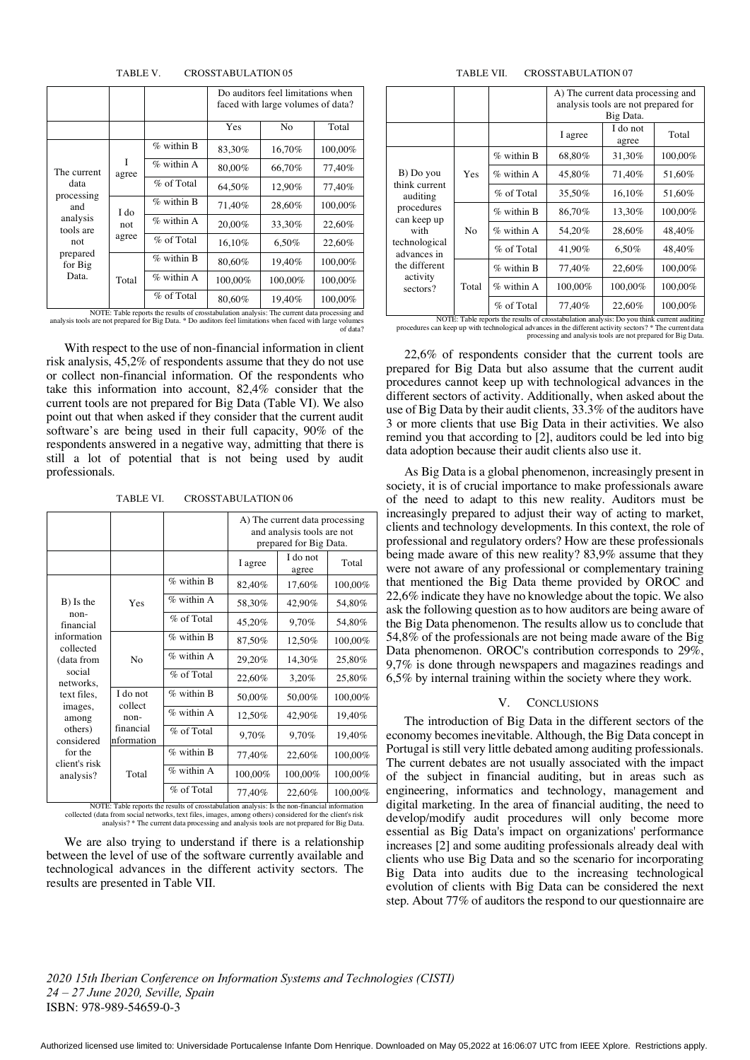TABLE V. CROSSTABULATION 05

| | | | Do auditors feel limitations when faced with large volumes of data? | | |
|---|---|---|---|---|---|
| | | | Yes | No | Total |
| The current data processing and analysis tools are not prepared for Big Data. | I agree | % within B | 83,30% | 16,70% | 100,00% |
| | | % within A | 80,00% | 66,70% | 77,40% |
| | | % of Total | 64,50% | 12,90% | 77,40% |
| | I do not agree | % within B | 71,40% | 28,60% | 100,00% |
| | | % within A | 20,00% | 33,30% | 22,60% |
| | | % of Total | 16,10% | 6,50% | 22,60% |
| | Total | % within B | 80,60% | 19,40% | 100,00% |
| | | % within A | 100,00% | 100,00% | 100,00% |
| | | % of Total | 80,60% | 19,40% | 100,00% |

NOTE: Table reports the results of crosstabulation analysis: The current data processing and analysis tools are not prepared for Big Data. * Do auditors feel limitations when faced with large volumes of data?

With respect to the use of non-financial information in client risk analysis, 45,2% of respondents assume that they do not use or collect non-financial information. Of the respondents who take this information into account, 82,4% consider that the current tools are not prepared for Big Data (Table VI). We also point out that when asked if they consider that the current audit software's are being used in their full capacity, 90% of the respondents answered in a negative way, admitting that there is still a lot of potential that is not being used by audit professionals.

TABLE VI. CROSSTABULATION 06

| | | | A) The current data processing and analysis tools are not prepared for Big Data. | | |
|---|---|---|---|---|---|
| | | | I agree | I do not agree | Total |
| B) Is the non-financial information collected (data from social networks, text files, images, among others) considered for the client's risk analysis? | Yes | % within B | 82,40% | 17,60% | 100,00% |
| | | % within A | 58,30% | 42,90% | 54,80% |
| | | % of Total | 45,20% | 9,70% | 54,80% |
| | No | % within B | 87,50% | 12,50% | 100,00% |
| | | % within A | 29,20% | 14,30% | 25,80% |
| | | % of Total | 22,60% | 3,20% | 25,80% |
| | I do not collect non-financial nformation | % within B | 50,00% | 50,00% | 100,00% |
| | | % within A | 12,50% | 42,90% | 19,40% |
| | | % of Total | 9,70% | 9,70% | 19,40% |
| | Total | % within B | 77,40% | 22,60% | 100,00% |
| | | % within A | 100,00% | 100,00% | 100,00% |
| | | % of Total | 77,40% | 22,60% | 100,00% |

NOTE: Table reports the results of crosstabulation analysis: Is the non-financial information collected (data from social networks, text files, images, among others) considered for the client's risk analysis? * The current data processing and analysis tools are not prepared for Big Data.

We are also trying to understand if there is a relationship between the level of use of the software currently available and technological advances in the different activity sectors. The results are presented in Table VII.

TABLE VII. CROSSTABULATION 07

| | | | A) The current data processing and analysis tools are not prepared for Big Data. | | |
|---|---|---|---|---|---|
| | | | I agree | I do not agree | Total |
| B) Do you think current auditing procedures can keep up with technological advances in the different activity sectors? | Yes | % within B | 68,80% | 31,30% | 100,00% |
| | | % within A | 45,80% | 71,40% | 51,60% |
| | | % of Total | 35,50% | 16,10% | 51,60% |
| | No | % within B | 86,70% | 13,30% | 100,00% |
| | | % within A | 54,20% | 28,60% | 48,40% |
| | | % of Total | 41,90% | 6,50% | 48,40% |
| | Total | % within B | 77,40% | 22,60% | 100,00% |
| | | % within A | 100,00% | 100,00% | 100,00% |
| | | % of Total | 77,40% | 22,60% | 100,00% |

NOTE: Table reports the results of crosstabulation analysis: Do you think current auditing procedures can keep up with technological advances in the different activity sectors? * The current data processing and analysis tools are not prepared for Big Data.

22,6% of respondents consider that the current tools are prepared for Big Data but also assume that the current audit procedures cannot keep up with technological advances in the different sectors of activity. Additionally, when asked about the use of Big Data by their audit clients, 33.3% of the auditors have 3 or more clients that use Big Data in their activities. We also remind you that according to [2], auditors could be led into big data adoption because their audit clients also use it.

As Big Data is a global phenomenon, increasingly present in society, it is of crucial importance to make professionals aware of the need to adapt to this new reality. Auditors must be increasingly prepared to adjust their way of acting to market, clients and technology developments. In this context, the role of professional and regulatory orders? How are these professionals being made aware of this new reality? 83,9% assume that they were not aware of any professional or complementary training that mentioned the Big Data theme provided by OROC and 22,6% indicate they have no knowledge about the topic. We also ask the following question as to how auditors are being aware of the Big Data phenomenon. The results allow us to conclude that 54,8% of the professionals are not being made aware of the Big Data phenomenon. OROC's contribution corresponds to 29%, 9,7% is done through newspapers and magazines readings and 6,5% by internal training within the society where they work.

## V. CONCLUSIONS

The introduction of Big Data in the different sectors of the economy becomes inevitable. Although, the Big Data concept in Portugal is still very little debated among auditing professionals. The current debates are not usually associated with the impact of the subject in financial auditing, but in areas such as engineering, informatics and technology, management and digital marketing. In the area of financial auditing, the need to develop/modify audit procedures will only become more essential as Big Data's impact on organizations' performance increases [2] and some auditing professionals already deal with clients who use Big Data and so the scenario for incorporating Big Data into audits due to the increasing technological evolution of clients with Big Data can be considered the next step. About 77% of auditors the respond to our questionnaire are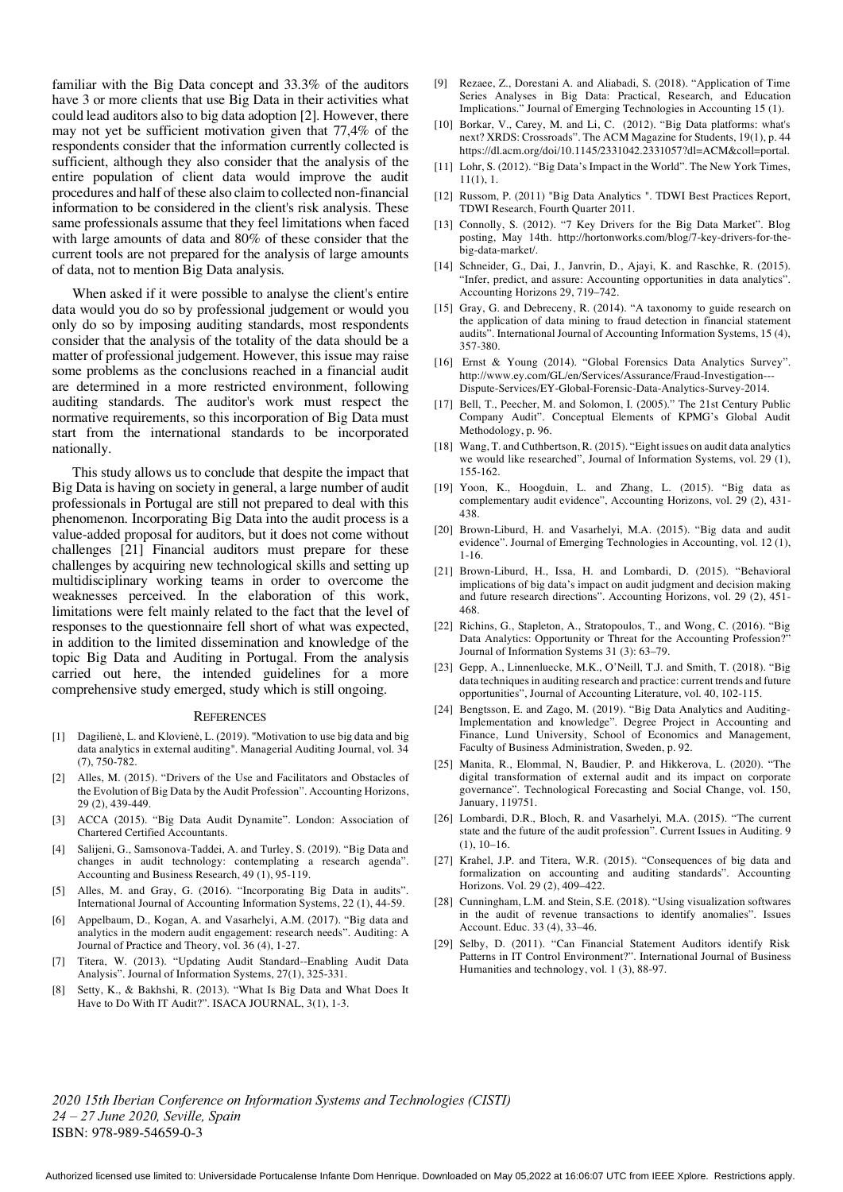familiar with the Big Data concept and 33.3% of the auditors have 3 or more clients that use Big Data in their activities what could lead auditors also to big data adoption [2]. However, there may not yet be sufficient motivation given that 77,4% of the respondents consider that the information currently collected is sufficient, although they also consider that the analysis of the entire population of client data would improve the audit procedures and half of these also claim to collected non-financial information to be considered in the client's risk analysis. These same professionals assume that they feel limitations when faced with large amounts of data and 80% of these consider that the current tools are not prepared for the analysis of large amounts of data, not to mention Big Data analysis.

When asked if it were possible to analyse the client's entire data would you do so by professional judgement or would you only do so by imposing auditing standards, most respondents consider that the analysis of the totality of the data should be a matter of professional judgement. However, this issue may raise some problems as the conclusions reached in a financial audit are determined in a more restricted environment, following auditing standards. The auditor's work must respect the normative requirements, so this incorporation of Big Data must start from the international standards to be incorporated nationally.

This study allows us to conclude that despite the impact that Big Data is having on society in general, a large number of audit professionals in Portugal are still not prepared to deal with this phenomenon. Incorporating Big Data into the audit process is a value-added proposal for auditors, but it does not come without challenges [21] Financial auditors must prepare for these challenges by acquiring new technological skills and setting up multidisciplinary working teams in order to overcome the weaknesses perceived. In the elaboration of this work, limitations were felt mainly related to the fact that the level of responses to the questionnaire fell short of what was expected, in addition to the limited dissemination and knowledge of the topic Big Data and Auditing in Portugal. From the analysis carried out here, the intended guidelines for a more comprehensive study emerged, study which is still ongoing.

## References

[1] Dagilienė, L. and Klovienė, L. (2019). "Motivation to use big data and big data analytics in external auditing". Managerial Auditing Journal, vol. 34 (7), 750-782.

[2] Alles, M. (2015). "Drivers of the Use and Facilitators and Obstacles of the Evolution of Big Data by the Audit Profession". Accounting Horizons, 29 (2), 439-449.

[3] ACCA (2015). "Big Data Audit Dynamite". London: Association of Chartered Certified Accountants.

[4] Salijeni, G., Samsonova-Taddei, A. and Turley, S. (2019). "Big Data and changes in audit technology: contemplating a research agenda". Accounting and Business Research, 49 (1), 95-119.

[5] Alles, M. and Gray, G. (2016). "Incorporating Big Data in audits". International Journal of Accounting Information Systems, 22 (1), 44-59.

[6] Appelbaum, D., Kogan, A. and Vasarhelyi, A.M. (2017). "Big data and analytics in the modern audit engagement: research needs". Auditing: A Journal of Practice and Theory, vol. 36 (4), 1-27.

[7] Titera, W. (2013). "Updating Audit Standard--Enabling Audit Data Analysis". Journal of Information Systems, 27(1), 325-331.

[8] Setty, K., & Bakhshi, R. (2013). "What Is Big Data and What Does It Have to Do With IT Audit?". ISACA JOURNAL, 3(1), 1-3.

[9] Rezaee, Z., Dorestani A. and Aliabadi, S. (2018). "Application of Time Series Analyses in Big Data: Practical, Research, and Education Implications." Journal of Emerging Technologies in Accounting 15 (1).

[10] Borkar, V., Carey, M. and Li, C. (2012). "Big Data platforms: what's next? XRDS: Crossroads". The ACM Magazine for Students, 19(1), p. 44 https://dl.acm.org/doi/10.1145/2331042.2331057?dl=ACM&coll=portal.

[11] Lohr, S. (2012). "Big Data's Impact in the World". The New York Times, 11(1), 1.

[12] Russom, P. (2011) "Big Data Analytics ". TDWI Best Practices Report, TDWI Research, Fourth Quarter 2011.

[13] Connolly, S. (2012). "7 Key Drivers for the Big Data Market". Blog posting, May 14th. http://hortonworks.com/blog/7-key-drivers-for-the-big-data-market/.

[14] Schneider, G., Dai, J., Janvrin, D., Ajayi, K. and Raschke, R. (2015). "Infer, predict, and assure: Accounting opportunities in data analytics". Accounting Horizons 29, 719–742.

[15] Gray, G. and Debreceny, R. (2014). "A taxonomy to guide research on the application of data mining to fraud detection in financial statement audits". International Journal of Accounting Information Systems, 15 (4), 357-380.

[16] Ernst & Young (2014). "Global Forensics Data Analytics Survey". http://www.ey.com/GL/en/Services/Assurance/Fraud-Investigation---Dispute-Services/EY-Global-Forensic-Data-Analytics-Survey-2014.

[17] Bell, T., Peecher, M. and Solomon, I. (2005)." The 21st Century Public Company Audit". Conceptual Elements of KPMG's Global Audit Methodology, p. 96.

[18] Wang, T. and Cuthbertson, R. (2015). "Eight issues on audit data analytics we would like researched", Journal of Information Systems, vol. 29 (1), 155-162.

[19] Yoon, K., Hoogduin, L. and Zhang, L. (2015). "Big data as complementary audit evidence", Accounting Horizons, vol. 29 (2), 431-438.

[20] Brown-Liburd, H. and Vasarhelyi, M.A. (2015). "Big data and audit evidence". Journal of Emerging Technologies in Accounting, vol. 12 (1), 1-16.

[21] Brown-Liburd, H., Issa, H. and Lombardi, D. (2015). "Behavioral implications of big data's impact on audit judgment and decision making and future research directions". Accounting Horizons, vol. 29 (2), 451-468.

[22] Richins, G., Stapleton, A., Stratopoulos, T., and Wong, C. (2016). "Big Data Analytics: Opportunity or Threat for the Accounting Profession?" Journal of Information Systems 31 (3): 63–79.

[23] Gepp, A., Linnenluecke, M.K., O'Neill, T.J. and Smith, T. (2018). "Big data techniques in auditing research and practice: current trends and future opportunities", Journal of Accounting Literature, vol. 40, 102-115.

[24] Bengtsson, E. and Zago, M. (2019). "Big Data Analytics and Auditing-Implementation and knowledge". Degree Project in Accounting and Finance, Lund University, School of Economics and Management, Faculty of Business Administration, Sweden, p. 92.

[25] Manita, R., Elommal, N, Baudier, P. and Hikkerova, L. (2020). "The digital transformation of external audit and its impact on corporate governance". Technological Forecasting and Social Change, vol. 150, January, 119751.

[26] Lombardi, D.R., Bloch, R. and Vasarhelyi, M.A. (2015). "The current state and the future of the audit profession". Current Issues in Auditing. 9 (1), 10–16.

[27] Krahel, J.P. and Titera, W.R. (2015). "Consequences of big data and formalization on accounting and auditing standards". Accounting Horizons. Vol. 29 (2), 409–422.

[28] Cunningham, L.M. and Stein, S.E. (2018). "Using visualization softwares in the audit of revenue transactions to identify anomalies". Issues Account. Educ. 33 (4), 33–46.

[29] Selby, D. (2011). "Can Financial Statement Auditors identify Risk Patterns in IT Control Environment?". International Journal of Business Humanities and technology, vol. 1 (3), 88-97.